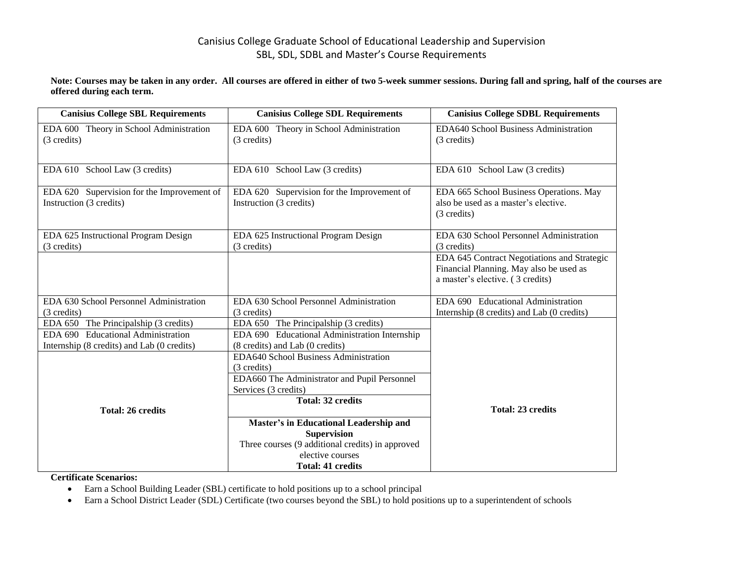Canisius College Graduate School of Educational Leadership and Supervision
SBL, SDL, SDBL and Master's Course Requirements

**Note: Courses may be taken in any order. All courses are offered in either of two 5-week summer sessions. During fall and spring, half of the courses are offered during each term.**

| Canisius College SBL Requirements | Canisius College SDL Requirements | Canisius College SDBL Requirements |
|---|---|---|
| EDA 600 Theory in School Administration (3 credits) | EDA 600 Theory in School Administration (3 credits) | EDA640 School Business Administration (3 credits) |
| EDA 610 School Law (3 credits) | EDA 610 School Law (3 credits) | EDA 610 School Law (3 credits) |
| EDA 620 Supervision for the Improvement of Instruction (3 credits) | EDA 620 Supervision for the Improvement of Instruction (3 credits) | EDA 665 School Business Operations. May also be used as a master's elective. (3 credits) |
| EDA 625 Instructional Program Design (3 credits) | EDA 625 Instructional Program Design (3 credits) | EDA 630 School Personnel Administration (3 credits) |
| | | EDA 645 Contract Negotiations and Strategic Financial Planning. May also be used as a master's elective. ( 3 credits) |
| EDA 630 School Personnel Administration (3 credits) | EDA 630 School Personnel Administration (3 credits) | EDA 690 Educational Administration Internship (8 credits) and Lab (0 credits) |
| EDA 650 The Principalship (3 credits) | EDA 650 The Principalship (3 credits) | |
| EDA 690 Educational Administration Internship (8 credits) and Lab (0 credits) | EDA 690 Educational Administration Internship (8 credits) and Lab (0 credits) | |
| | EDA640 School Business Administration (3 credits) | |
| | EDA660 The Administrator and Pupil Personnel Services (3 credits) | |
| **Total: 26 credits** | **Total: 32 credits** | **Total: 23 credits** |
| | **Master's in Educational Leadership and Supervision** Three courses (9 additional credits) in approved elective courses **Total: 41 credits** | |

**Certificate Scenarios:**

- Earn a School Building Leader (SBL) certificate to hold positions up to a school principal
- Earn a School District Leader (SDL) Certificate (two courses beyond the SBL) to hold positions up to a superintendent of schools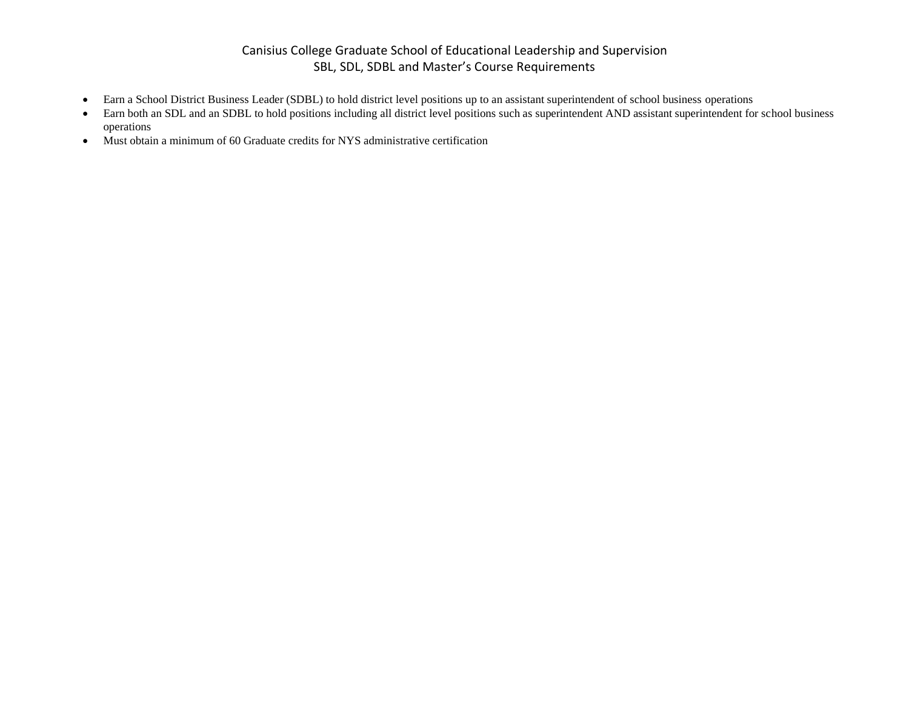Canisius College Graduate School of Educational Leadership and Supervision
SBL, SDL, SDBL and Master's Course Requirements

- Earn a School District Business Leader (SDBL) to hold district level positions up to an assistant superintendent of school business operations
- Earn both an SDL and an SDBL to hold positions including all district level positions such as superintendent AND assistant superintendent for school business operations
- Must obtain a minimum of 60 Graduate credits for NYS administrative certification